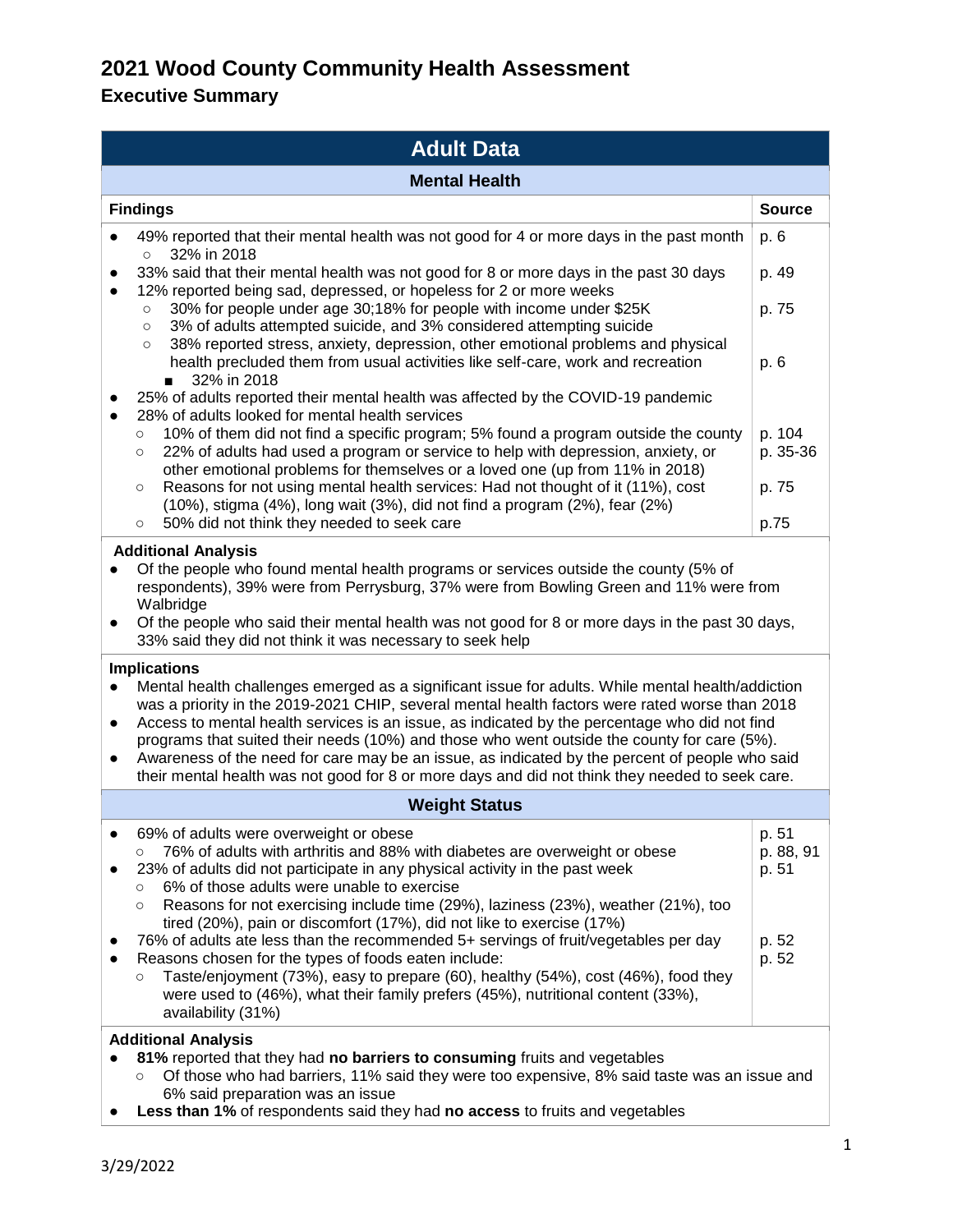# 2021 Wood County Community Health Assessment

## Executive Summary

## Adult Data

### Mental Health

| Findings | Source |
|---|---|
| • 49% reported that their mental health was not good for 4 or more days in the past month<br>  ○ 32% in 2018 | p. 6 |
| • 33% said that their mental health was not good for 8 or more days in the past 30 days | p. 49 |
| • 12% reported being sad, depressed, or hopeless for 2 or more weeks<br>  ○ 30% for people under age 30;18% for people with income under $25K<br>  ○ 3% of adults attempted suicide, and 3% considered attempting suicide | p. 75 |
|   ○ 38% reported stress, anxiety, depression, other emotional problems and physical health precluded them from usual activities like self-care, work and recreation<br>    ■ 32% in 2018<br>• 25% of adults reported their mental health was affected by the COVID-19 pandemic | p. 6 |
| • 28% of adults looked for mental health services<br>  ○ 10% of them did not find a specific program; 5% found a program outside the county | p. 104 |
|   ○ 22% of adults had used a program or service to help with depression, anxiety, or other emotional problems for themselves or a loved one (up from 11% in 2018) | p. 35-36 |
|   ○ Reasons for not using mental health services: Had not thought of it (11%), cost (10%), stigma (4%), long wait (3%), did not find a program (2%), fear (2%) | p. 75 |
|   ○ 50% did not think they needed to seek care | p.75 |

**Additional Analysis**

- Of the people who found mental health programs or services outside the county (5% of respondents), 39% were from Perrysburg, 37% were from Bowling Green and 11% were from Walbridge
- Of the people who said their mental health was not good for 8 or more days in the past 30 days, 33% said they did not think it was necessary to seek help

**Implications**

- Mental health challenges emerged as a significant issue for adults. While mental health/addiction was a priority in the 2019-2021 CHIP, several mental health factors were rated worse than 2018
- Access to mental health services is an issue, as indicated by the percentage who did not find programs that suited their needs (10%) and those who went outside the county for care (5%).
- Awareness of the need for care may be an issue, as indicated by the percent of people who said their mental health was not good for 8 or more days and did not think they needed to seek care.

### Weight Status

| Findings | Source |
|---|---|
| • 69% of adults were overweight or obese | p. 51 |
|   ○ 76% of adults with arthritis and 88% with diabetes are overweight or obese | p. 88, 91 |
| • 23% of adults did not participate in any physical activity in the past week<br>  ○ 6% of those adults were unable to exercise<br>  ○ Reasons for not exercising include time (29%), laziness (23%), weather (21%), too tired (20%), pain or discomfort (17%), did not like to exercise (17%) | p. 51 |
| • 76% of adults ate less than the recommended 5+ servings of fruit/vegetables per day | p. 52 |
| • Reasons chosen for the types of foods eaten include:<br>  ○ Taste/enjoyment (73%), easy to prepare (60), healthy (54%), cost (46%), food they were used to (46%), what their family prefers (45%), nutritional content (33%), availability (31%) | p. 52 |

**Additional Analysis**

- **81%** reported that they had **no barriers to consuming** fruits and vegetables
  - Of those who had barriers, 11% said they were too expensive, 8% said taste was an issue and 6% said preparation was an issue
- **Less than 1%** of respondents said they had **no access** to fruits and vegetables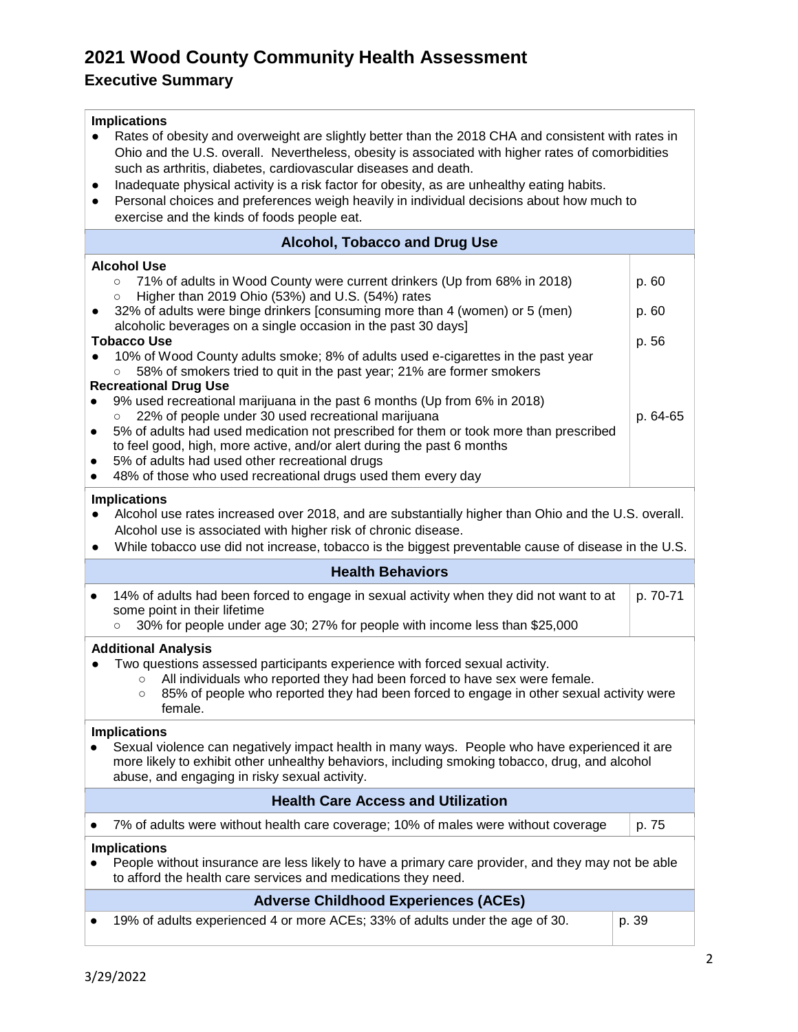# 2021 Wood County Community Health Assessment

## Executive Summary

**Implications**

- Rates of obesity and overweight are slightly better than the 2018 CHA and consistent with rates in Ohio and the U.S. overall. Nevertheless, obesity is associated with higher rates of comorbidities such as arthritis, diabetes, cardiovascular diseases and death.
- Inadequate physical activity is a risk factor for obesity, as are unhealthy eating habits.
- Personal choices and preferences weigh heavily in individual decisions about how much to exercise and the kinds of foods people eat.

### Alcohol, Tobacco and Drug Use

| | |
|---|---|
| **Alcohol Use** | |
| ○ 71% of adults in Wood County were current drinkers (Up from 68% in 2018) | p. 60 |
| ○ Higher than 2019 Ohio (53%) and U.S. (54%) rates | |
| • 32% of adults were binge drinkers [consuming more than 4 (women) or 5 (men) alcoholic beverages on a single occasion in the past 30 days] | p. 60 |
| **Tobacco Use** | p. 56 |
| • 10% of Wood County adults smoke; 8% of adults used e-cigarettes in the past year | |
| ○ 58% of smokers tried to quit in the past year; 21% are former smokers | |
| **Recreational Drug Use** | |
| • 9% used recreational marijuana in the past 6 months (Up from 6% in 2018) | |
| ○ 22% of people under 30 used recreational marijuana | p. 64-65 |
| • 5% of adults had used medication not prescribed for them or took more than prescribed to feel good, high, more active, and/or alert during the past 6 months | |
| • 5% of adults had used other recreational drugs | |
| • 48% of those who used recreational drugs used them every day | |

**Implications**

- Alcohol use rates increased over 2018, and are substantially higher than Ohio and the U.S. overall. Alcohol use is associated with higher risk of chronic disease.
- While tobacco use did not increase, tobacco is the biggest preventable cause of disease in the U.S.

### Health Behaviors

| | |
|---|---|
| • 14% of adults had been forced to engage in sexual activity when they did not want to at some point in their lifetime<br>○ 30% for people under age 30; 27% for people with income less than $25,000 | p. 70-71 |

**Additional Analysis**

- Two questions assessed participants experience with forced sexual activity.
  - All individuals who reported they had been forced to have sex were female.
  - 85% of people who reported they had been forced to engage in other sexual activity were female.

**Implications**

- Sexual violence can negatively impact health in many ways. People who have experienced it are more likely to exhibit other unhealthy behaviors, including smoking tobacco, drug, and alcohol abuse, and engaging in risky sexual activity.

### Health Care Access and Utilization

| | |
|---|---|
| • 7% of adults were without health care coverage; 10% of males were without coverage | p. 75 |

**Implications**

- People without insurance are less likely to have a primary care provider, and they may not be able to afford the health care services and medications they need.

### Adverse Childhood Experiences (ACEs)

| | |
|---|---|
| • 19% of adults experienced 4 or more ACEs; 33% of adults under the age of 30. | p. 39 |

3/29/2022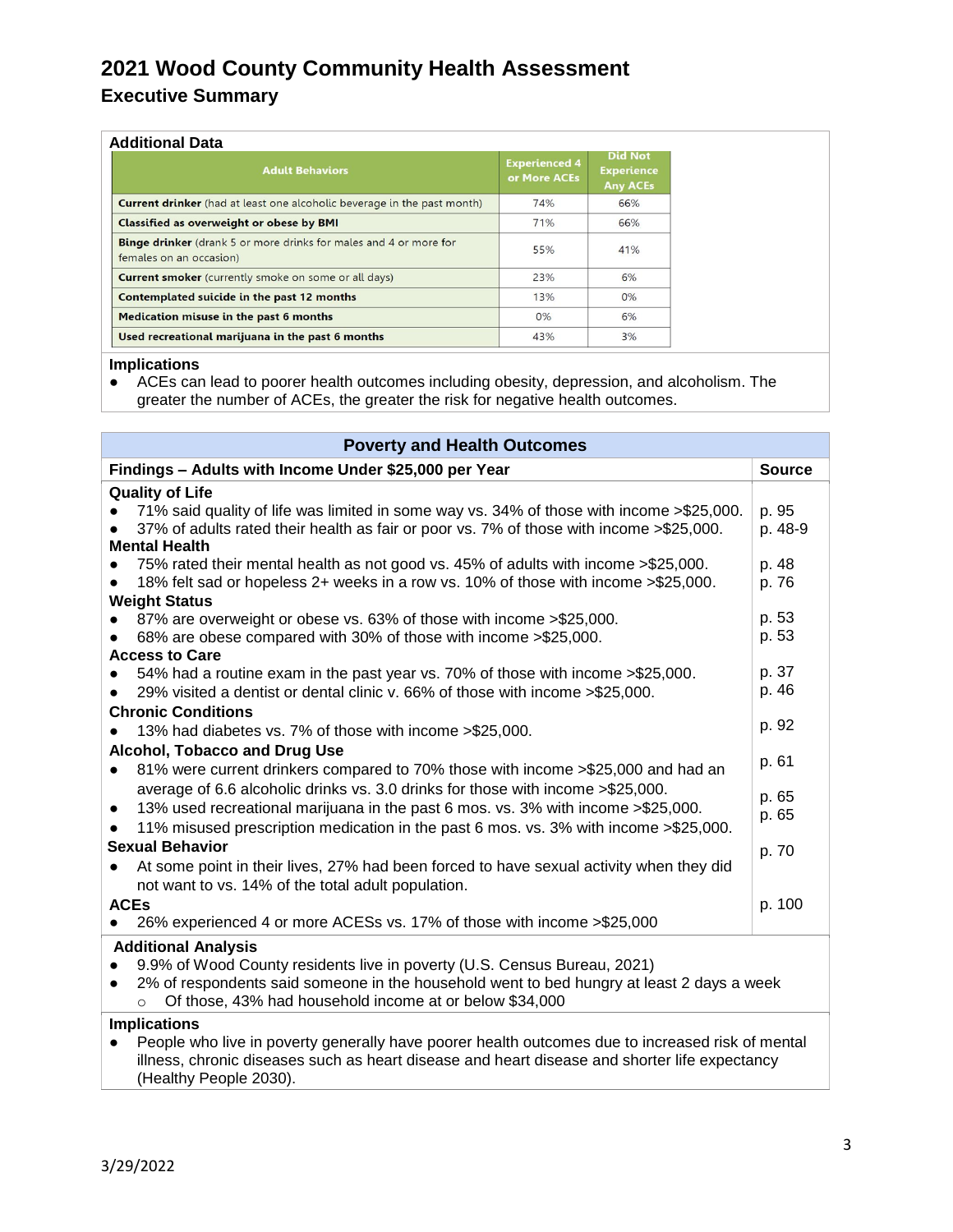# 2021 Wood County Community Health Assessment

## Executive Summary

**Additional Data**

| Adult Behaviors | Experienced 4 or More ACEs | Did Not Experience Any ACEs |
|---|---|---|
| **Current drinker** (had at least one alcoholic beverage in the past month) | 74% | 66% |
| **Classified as overweight or obese by BMI** | 71% | 66% |
| **Binge drinker** (drank 5 or more drinks for males and 4 or more for females on an occasion) | 55% | 41% |
| **Current smoker** (currently smoke on some or all days) | 23% | 6% |
| **Contemplated suicide in the past 12 months** | 13% | 0% |
| **Medication misuse in the past 6 months** | 0% | 6% |
| **Used recreational marijuana in the past 6 months** | 43% | 3% |

**Implications**

- ACEs can lead to poorer health outcomes including obesity, depression, and alcoholism. The greater the number of ACEs, the greater the risk for negative health outcomes.

### Poverty and Health Outcomes

| Findings – Adults with Income Under $25,000 per Year | Source |
|---|---|
| **Quality of Life** | |
| ● 71% said quality of life was limited in some way vs. 34% of those with income >$25,000. | p. 95 |
| ● 37% of adults rated their health as fair or poor vs. 7% of those with income >$25,000. | p. 48-9 |
| **Mental Health** | |
| ● 75% rated their mental health as not good vs. 45% of adults with income >$25,000. | p. 48 |
| ● 18% felt sad or hopeless 2+ weeks in a row vs. 10% of those with income >$25,000. | p. 76 |
| **Weight Status** | |
| ● 87% are overweight or obese vs. 63% of those with income >$25,000. | p. 53 |
| ● 68% are obese compared with 30% of those with income >$25,000. | p. 53 |
| **Access to Care** | |
| ● 54% had a routine exam in the past year vs. 70% of those with income >$25,000. | p. 37 |
| ● 29% visited a dentist or dental clinic v. 66% of those with income >$25,000. | p. 46 |
| **Chronic Conditions** | |
| ● 13% had diabetes vs. 7% of those with income >$25,000. | p. 92 |
| **Alcohol, Tobacco and Drug Use** | |
| ● 81% were current drinkers compared to 70% those with income >$25,000 and had an average of 6.6 alcoholic drinks vs. 3.0 drinks for those with income >$25,000. | p. 61 |
| ● 13% used recreational marijuana in the past 6 mos. vs. 3% with income >$25,000. | p. 65 |
| ● 11% misused prescription medication in the past 6 mos. vs. 3% with income >$25,000. | p. 65 |
| **Sexual Behavior** | |
| ● At some point in their lives, 27% had been forced to have sexual activity when they did not want to vs. 14% of the total adult population. | p. 70 |
| **ACEs** | |
| ● 26% experienced 4 or more ACESs vs. 17% of those with income >$25,000 | p. 100 |

**Additional Analysis**

- 9.9% of Wood County residents live in poverty (U.S. Census Bureau, 2021)
- 2% of respondents said someone in the household went to bed hungry at least 2 days a week
  - Of those, 43% had household income at or below $34,000

**Implications**

- People who live in poverty generally have poorer health outcomes due to increased risk of mental illness, chronic diseases such as heart disease and heart disease and shorter life expectancy (Healthy People 2030).

3/29/2022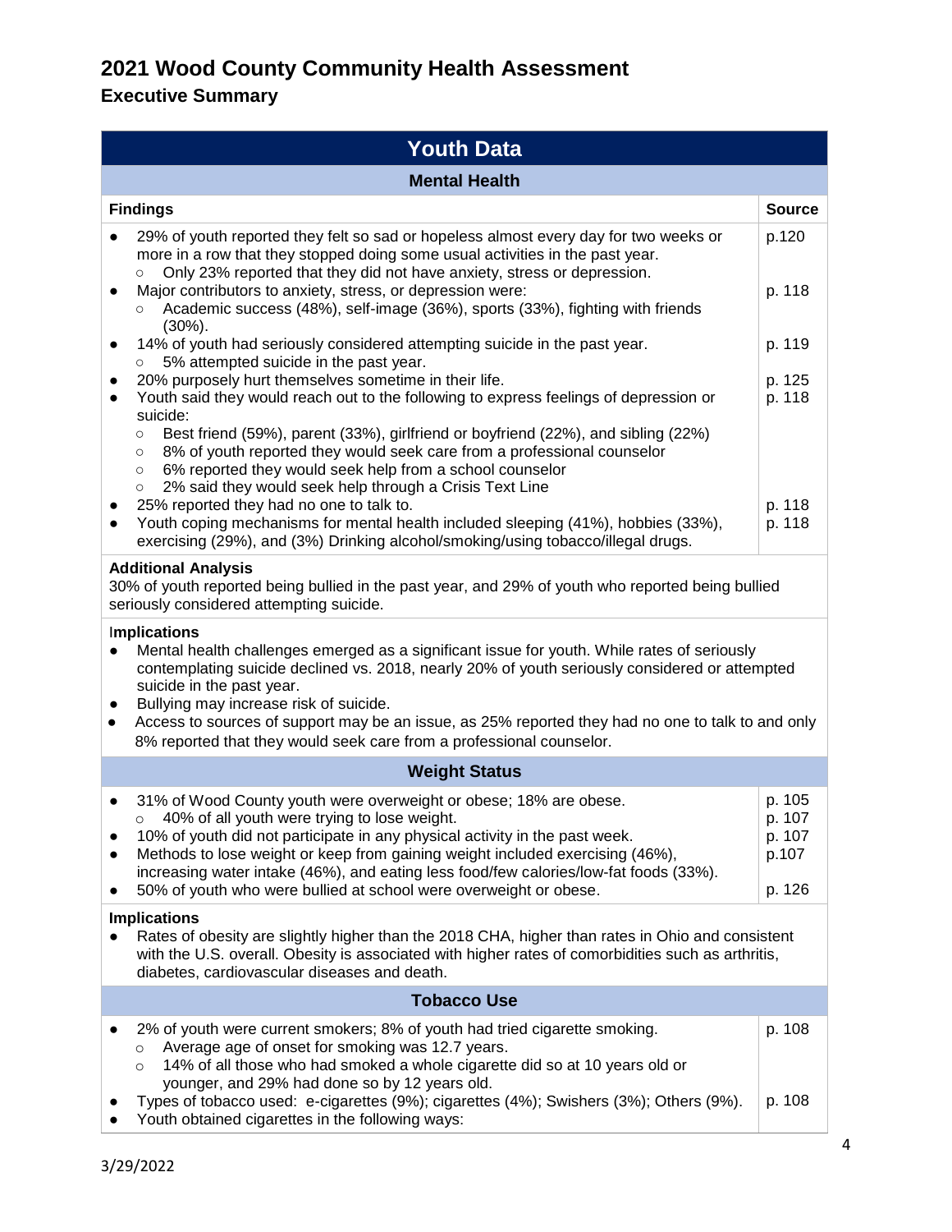# 2021 Wood County Community Health Assessment

## Executive Summary

| Youth Data | |
|---|---|
| **Mental Health** | |
| **Findings** | **Source** |
| ● 29% of youth reported they felt so sad or hopeless almost every day for two weeks or more in a row that they stopped doing some usual activities in the past year.<br>○ Only 23% reported that they did not have anxiety, stress or depression. | p.120 |
| ● Major contributors to anxiety, stress, or depression were:<br>○ Academic success (48%), self-image (36%), sports (33%), fighting with friends (30%). | p. 118 |
| ● 14% of youth had seriously considered attempting suicide in the past year.<br>○ 5% attempted suicide in the past year. | p. 119 |
| ● 20% purposely hurt themselves sometime in their life. | p. 125 |
| ● Youth said they would reach out to the following to express feelings of depression or suicide:<br>○ Best friend (59%), parent (33%), girlfriend or boyfriend (22%), and sibling (22%)<br>○ 8% of youth reported they would seek care from a professional counselor<br>○ 6% reported they would seek help from a school counselor<br>○ 2% said they would seek help through a Crisis Text Line | p. 118 |
| ● 25% reported they had no one to talk to. | p. 118 |
| ● Youth coping mechanisms for mental health included sleeping (41%), hobbies (33%), exercising (29%), and (3%) Drinking alcohol/smoking/using tobacco/illegal drugs. | p. 118 |
| **Additional Analysis**<br>30% of youth reported being bullied in the past year, and 29% of youth who reported being bullied seriously considered attempting suicide. | |
| **Implications**<br>● Mental health challenges emerged as a significant issue for youth. While rates of seriously contemplating suicide declined vs. 2018, nearly 20% of youth seriously considered or attempted suicide in the past year.<br>● Bullying may increase risk of suicide.<br>● Access to sources of support may be an issue, as 25% reported they had no one to talk to and only 8% reported that they would seek care from a professional counselor. | |
| **Weight Status** | |
| ● 31% of Wood County youth were overweight or obese; 18% are obese.<br>○ 40% of all youth were trying to lose weight. | p. 105<br>p. 107 |
| ● 10% of youth did not participate in any physical activity in the past week. | p. 107 |
| ● Methods to lose weight or keep from gaining weight included exercising (46%), increasing water intake (46%), and eating less food/few calories/low-fat foods (33%). | p.107 |
| ● 50% of youth who were bullied at school were overweight or obese. | p. 126 |
| **Implications**<br>● Rates of obesity are slightly higher than the 2018 CHA, higher than rates in Ohio and consistent with the U.S. overall. Obesity is associated with higher rates of comorbidities such as arthritis, diabetes, cardiovascular diseases and death. | |
| **Tobacco Use** | |
| ● 2% of youth were current smokers; 8% of youth had tried cigarette smoking.<br>○ Average age of onset for smoking was 12.7 years.<br>○ 14% of all those who had smoked a whole cigarette did so at 10 years old or younger, and 29% had done so by 12 years old. | p. 108 |
| ● Types of tobacco used: e-cigarettes (9%); cigarettes (4%); Swishers (3%); Others (9%). | p. 108 |
| ● Youth obtained cigarettes in the following ways: | |

3/29/2022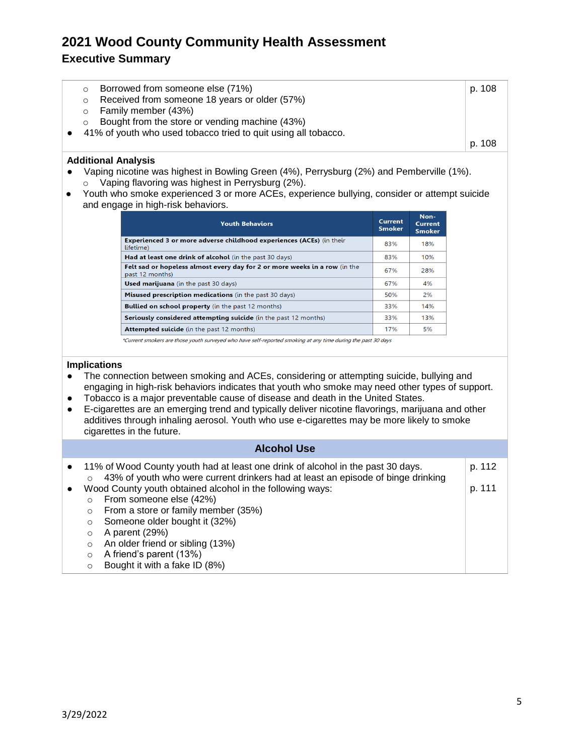# 2021 Wood County Community Health Assessment

## Executive Summary

- Borrowed from someone else (71%)
- Received from someone 18 years or older (57%)
- Family member (43%)
- Bought from the store or vending machine (43%)

p. 108

- 41% of youth who used tobacco tried to quit using all tobacco.

p. 108

**Additional Analysis**

- Vaping nicotine was highest in Bowling Green (4%), Perrysburg (2%) and Pemberville (1%).
  - Vaping flavoring was highest in Perrysburg (2%).
- Youth who smoke experienced 3 or more ACEs, experience bullying, consider or attempt suicide and engage in high-risk behaviors.

| Youth Behaviors | Current Smoker | Non-Current Smoker |
|---|---|---|
| **Experienced 3 or more adverse childhood experiences (ACEs)** (in their lifetime) | 83% | 18% |
| **Had at least one drink of alcohol** (in the past 30 days) | 83% | 10% |
| **Felt sad or hopeless almost every day for 2 or more weeks in a row** (in the past 12 months) | 67% | 28% |
| **Used marijuana** (in the past 30 days) | 67% | 4% |
| **Misused prescription medications** (in the past 30 days) | 50% | 2% |
| **Bullied on school property** (in the past 12 months) | 33% | 14% |
| **Seriously considered attempting suicide** (in the past 12 months) | 33% | 13% |
| **Attempted suicide** (in the past 12 months) | 17% | 5% |

*\*Current smokers are those youth surveyed who have self-reported smoking at any time during the past 30 days*

**Implications**

- The connection between smoking and ACEs, considering or attempting suicide, bullying and engaging in high-risk behaviors indicates that youth who smoke may need other types of support.
- Tobacco is a major preventable cause of disease and death in the United States.
- E-cigarettes are an emerging trend and typically deliver nicotine flavorings, marijuana and other additives through inhaling aerosol. Youth who use e-cigarettes may be more likely to smoke cigarettes in the future.

### Alcohol Use

- 11% of Wood County youth had at least one drink of alcohol in the past 30 days. (p. 112)
  - 43% of youth who were current drinkers had at least an episode of binge drinking
- Wood County youth obtained alcohol in the following ways: (p. 111)
  - From someone else (42%)
  - From a store or family member (35%)
  - Someone older bought it (32%)
  - A parent (29%)
  - An older friend or sibling (13%)
  - A friend's parent (13%)
  - Bought it with a fake ID (8%)

3/29/2022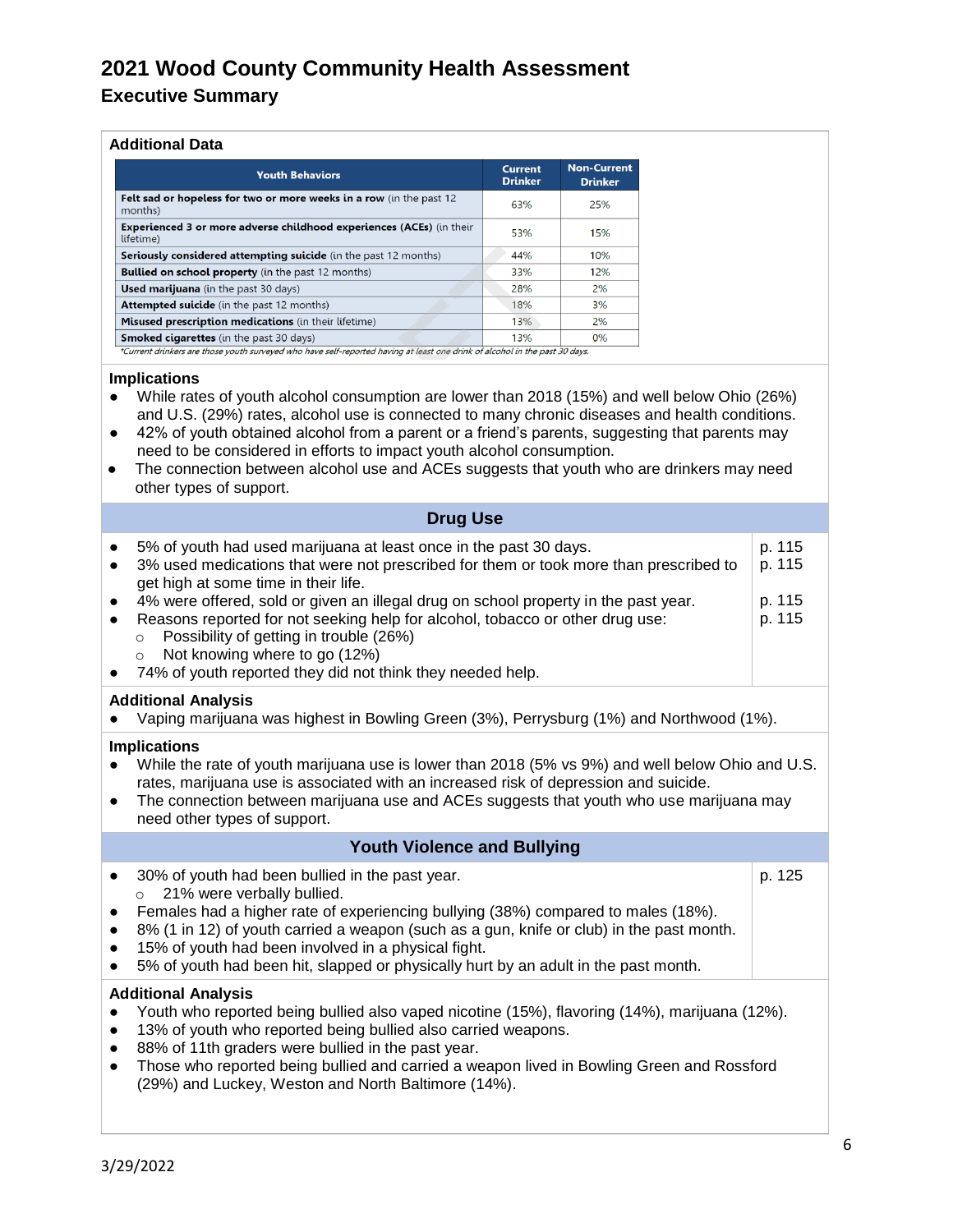# 2021 Wood County Community Health Assessment

## Executive Summary

### Additional Data

| Youth Behaviors | Current Drinker | Non-Current Drinker |
|---|---|---|
| **Felt sad or hopeless for two or more weeks in a row** (in the past 12 months) | 63% | 25% |
| **Experienced 3 or more adverse childhood experiences (ACEs)** (in their lifetime) | 53% | 15% |
| **Seriously considered attempting suicide** (in the past 12 months) | 44% | 10% |
| **Bullied on school property** (in the past 12 months) | 33% | 12% |
| **Used marijuana** (in the past 30 days) | 28% | 2% |
| **Attempted suicide** (in the past 12 months) | 18% | 3% |
| **Misused prescription medications** (in their lifetime) | 13% | 2% |
| **Smoked cigarettes** (in the past 30 days) | 13% | 0% |

*\*Current drinkers are those youth surveyed who have self-reported having at least one drink of alcohol in the past 30 days.*

### Implications

- While rates of youth alcohol consumption are lower than 2018 (15%) and well below Ohio (26%) and U.S. (29%) rates, alcohol use is connected to many chronic diseases and health conditions.
- 42% of youth obtained alcohol from a parent or a friend's parents, suggesting that parents may need to be considered in efforts to impact youth alcohol consumption.
- The connection between alcohol use and ACEs suggests that youth who are drinkers may need other types of support.

## Drug Use

- 5% of youth had used marijuana at least once in the past 30 days. (p. 115)
- 3% used medications that were not prescribed for them or took more than prescribed to get high at some time in their life. (p. 115)
- 4% were offered, sold or given an illegal drug on school property in the past year. (p. 115)
- Reasons reported for not seeking help for alcohol, tobacco or other drug use: (p. 115)
  - Possibility of getting in trouble (26%)
  - Not knowing where to go (12%)
- 74% of youth reported they did not think they needed help.

### Additional Analysis

- Vaping marijuana was highest in Bowling Green (3%), Perrysburg (1%) and Northwood (1%).

### Implications

- While the rate of youth marijuana use is lower than 2018 (5% vs 9%) and well below Ohio and U.S. rates, marijuana use is associated with an increased risk of depression and suicide.
- The connection between marijuana use and ACEs suggests that youth who use marijuana may need other types of support.

## Youth Violence and Bullying

- 30% of youth had been bullied in the past year. (p. 125)
  - 21% were verbally bullied.
- Females had a higher rate of experiencing bullying (38%) compared to males (18%).
- 8% (1 in 12) of youth carried a weapon (such as a gun, knife or club) in the past month.
- 15% of youth had been involved in a physical fight.
- 5% of youth had been hit, slapped or physically hurt by an adult in the past month.

### Additional Analysis

- Youth who reported being bullied also vaped nicotine (15%), flavoring (14%), marijuana (12%).
- 13% of youth who reported being bullied also carried weapons.
- 88% of 11th graders were bullied in the past year.
- Those who reported being bullied and carried a weapon lived in Bowling Green and Rossford (29%) and Luckey, Weston and North Baltimore (14%).

3/29/2022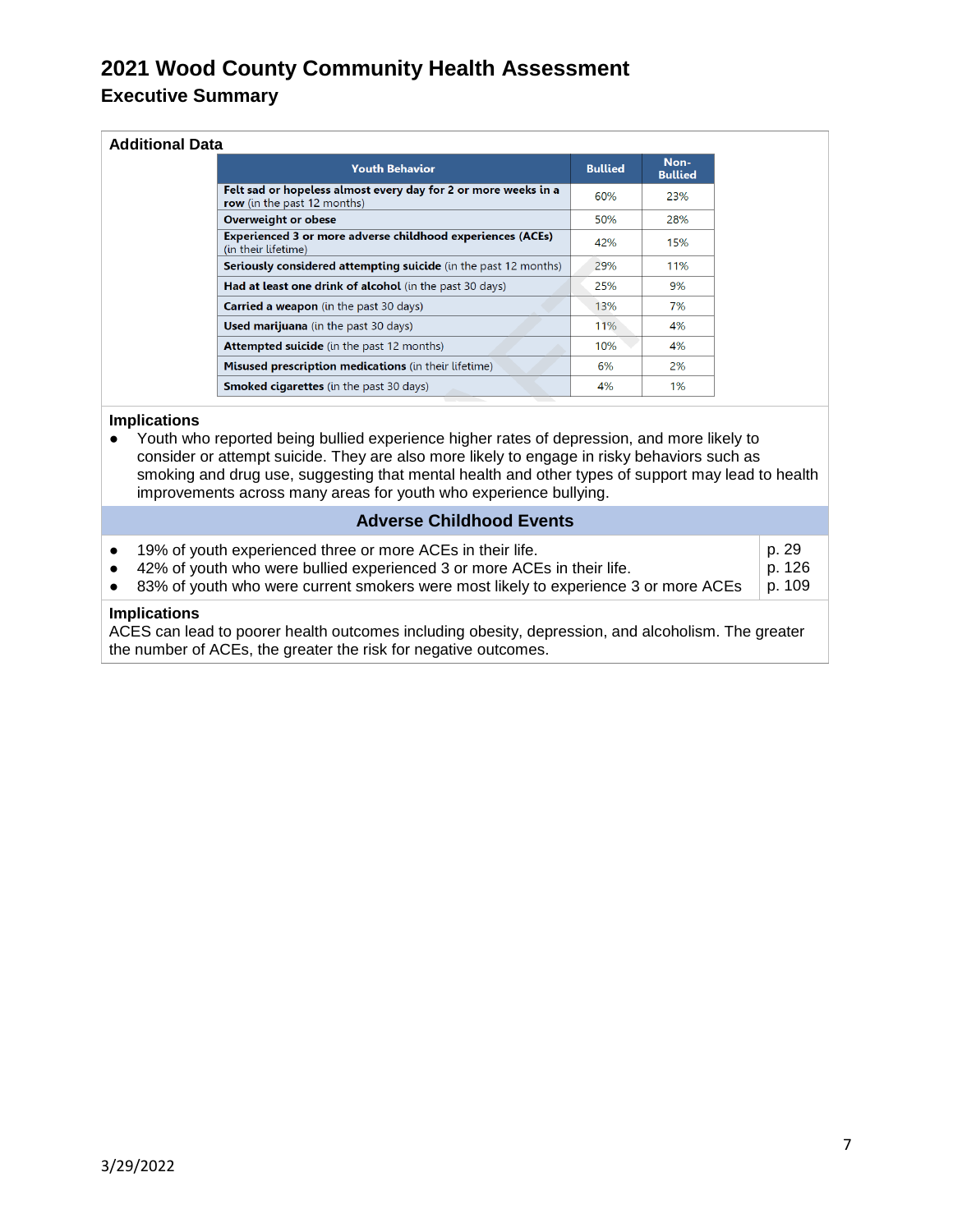# 2021 Wood County Community Health Assessment

## Executive Summary

**Additional Data**

| Youth Behavior | Bullied | Non-Bullied |
|---|---|---|
| **Felt sad or hopeless almost every day for 2 or more weeks in a row** (in the past 12 months) | 60% | 23% |
| **Overweight or obese** | 50% | 28% |
| **Experienced 3 or more adverse childhood experiences (ACEs)** (in their lifetime) | 42% | 15% |
| **Seriously considered attempting suicide** (in the past 12 months) | 29% | 11% |
| **Had at least one drink of alcohol** (in the past 30 days) | 25% | 9% |
| **Carried a weapon** (in the past 30 days) | 13% | 7% |
| **Used marijuana** (in the past 30 days) | 11% | 4% |
| **Attempted suicide** (in the past 12 months) | 10% | 4% |
| **Misused prescription medications** (in their lifetime) | 6% | 2% |
| **Smoked cigarettes** (in the past 30 days) | 4% | 1% |

**Implications**

- Youth who reported being bullied experience higher rates of depression, and more likely to consider or attempt suicide. They are also more likely to engage in risky behaviors such as smoking and drug use, suggesting that mental health and other types of support may lead to health improvements across many areas for youth who experience bullying.

### Adverse Childhood Events

| | |
|---|---|
| • 19% of youth experienced three or more ACEs in their life. | p. 29 |
| • 42% of youth who were bullied experienced 3 or more ACEs in their life. | p. 126 |
| • 83% of youth who were current smokers were most likely to experience 3 or more ACEs | p. 109 |

**Implications**

ACES can lead to poorer health outcomes including obesity, depression, and alcoholism. The greater the number of ACEs, the greater the risk for negative outcomes.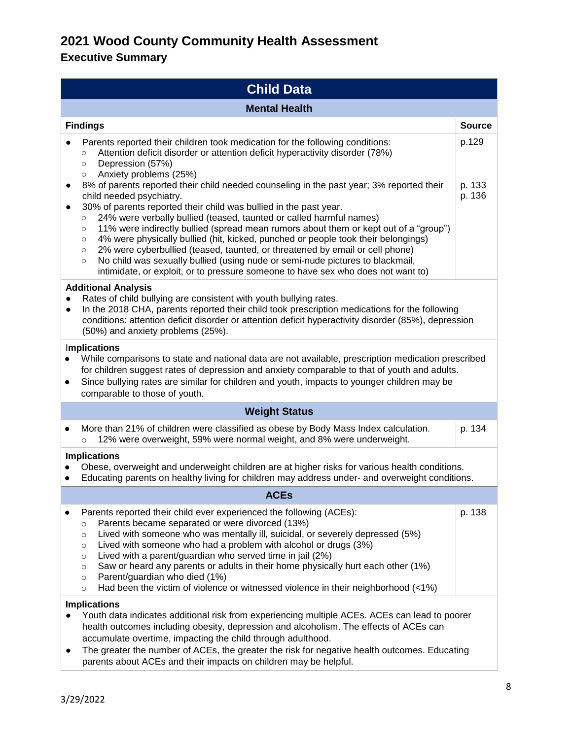# 2021 Wood County Community Health Assessment

## Executive Summary

## Child Data

### Mental Health

| Findings | Source |
|---|---|
| • Parents reported their children took medication for the following conditions:<br>  ○ Attention deficit disorder or attention deficit hyperactivity disorder (78%)<br>  ○ Depression (57%)<br>  ○ Anxiety problems (25%)<br>• 8% of parents reported their child needed counseling in the past year; 3% reported their child needed psychiatry.<br>• 30% of parents reported their child was bullied in the past year.<br>  ○ 24% were verbally bullied (teased, taunted or called harmful names)<br>  ○ 11% were indirectly bullied (spread mean rumors about them or kept out of a "group")<br>  ○ 4% were physically bullied (hit, kicked, punched or people took their belongings)<br>  ○ 2% were cyberbullied (teased, taunted, or threatened by email or cell phone)<br>  ○ No child was sexually bullied (using nude or semi-nude pictures to blackmail, intimidate, or exploit, or to pressure someone to have sex who does not want to) | p.129<br><br><br><br>p. 133<br>p. 136 |

**Additional Analysis**

- Rates of child bullying are consistent with youth bullying rates.
- In the 2018 CHA, parents reported their child took prescription medications for the following conditions: attention deficit disorder or attention deficit hyperactivity disorder (85%), depression (50%) and anxiety problems (25%).

**Implications**

- While comparisons to state and national data are not available, prescription medication prescribed for children suggest rates of depression and anxiety comparable to that of youth and adults.
- Since bullying rates are similar for children and youth, impacts to younger children may be comparable to those of youth.

### Weight Status

| Findings | Source |
|---|---|
| • More than 21% of children were classified as obese by Body Mass Index calculation.<br>  ○ 12% were overweight, 59% were normal weight, and 8% were underweight. | p. 134 |

**Implications**

- Obese, overweight and underweight children are at higher risks for various health conditions.
- Educating parents on healthy living for children may address under- and overweight conditions.

### ACEs

| Findings | Source |
|---|---|
| • Parents reported their child ever experienced the following (ACEs):<br>  ○ Parents became separated or were divorced (13%)<br>  ○ Lived with someone who was mentally ill, suicidal, or severely depressed (5%)<br>  ○ Lived with someone who had a problem with alcohol or drugs (3%)<br>  ○ Lived with a parent/guardian who served time in jail (2%)<br>  ○ Saw or heard any parents or adults in their home physically hurt each other (1%)<br>  ○ Parent/guardian who died (1%)<br>  ○ Had been the victim of violence or witnessed violence in their neighborhood (<1%) | p. 138 |

**Implications**

- Youth data indicates additional risk from experiencing multiple ACEs. ACEs can lead to poorer health outcomes including obesity, depression and alcoholism. The effects of ACEs can accumulate overtime, impacting the child through adulthood.
- The greater the number of ACEs, the greater the risk for negative health outcomes. Educating parents about ACEs and their impacts on children may be helpful.

3/29/2022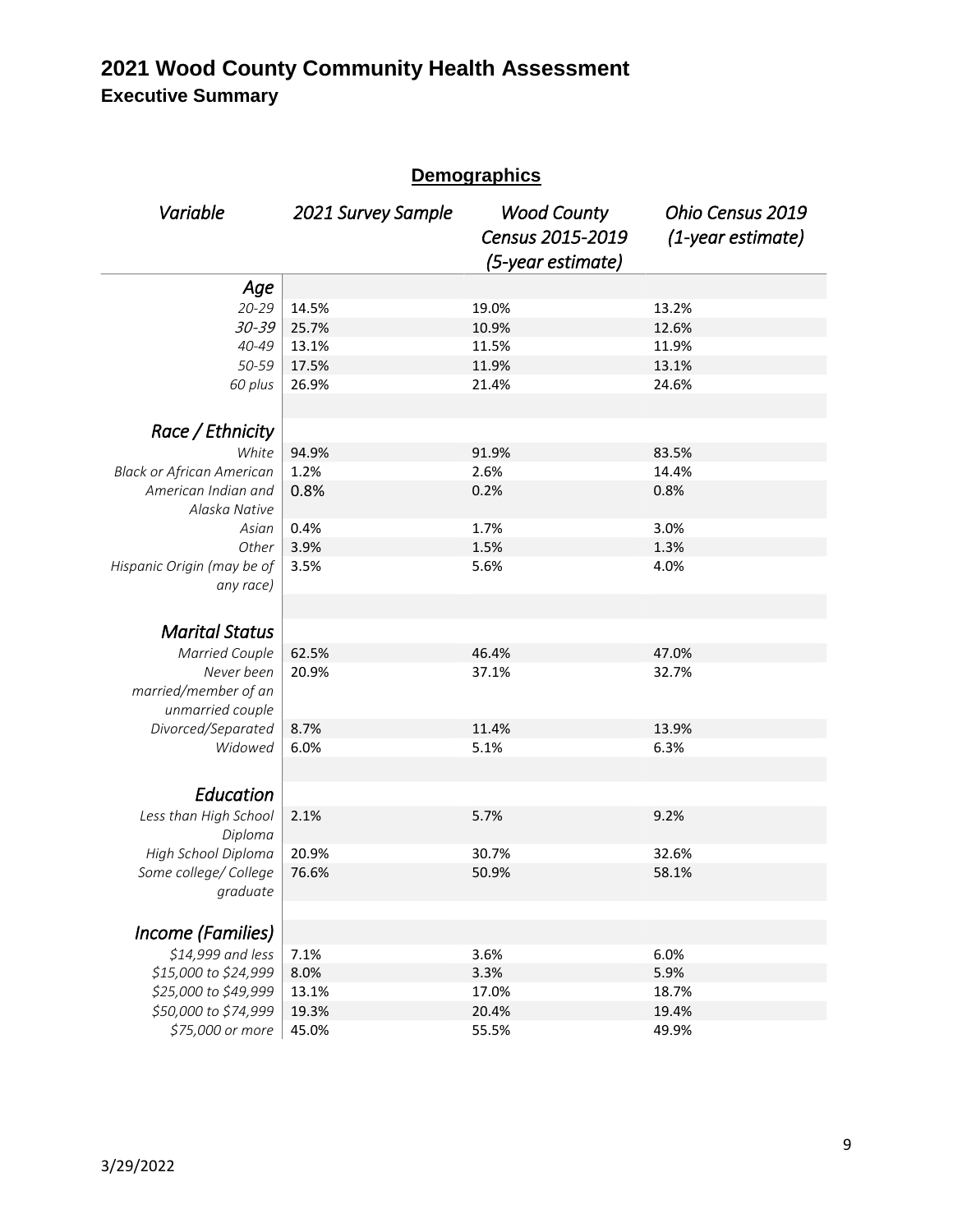# 2021 Wood County Community Health Assessment

## Executive Summary

### Demographics

| *Variable* | *2021 Survey Sample* | *Wood County Census 2015-2019 (5-year estimate)* | *Ohio Census 2019 (1-year estimate)* |
|---|---|---|---|
| ***Age*** | | | |
| *20-29* | 14.5% | 19.0% | 13.2% |
| *30-39* | 25.7% | 10.9% | 12.6% |
| *40-49* | 13.1% | 11.5% | 11.9% |
| *50-59* | 17.5% | 11.9% | 13.1% |
| *60 plus* | 26.9% | 21.4% | 24.6% |
| ***Race / Ethnicity*** | | | |
| *White* | 94.9% | 91.9% | 83.5% |
| *Black or African American* | 1.2% | 2.6% | 14.4% |
| *American Indian and Alaska Native* | 0.8% | 0.2% | 0.8% |
| *Asian* | 0.4% | 1.7% | 3.0% |
| *Other* | 3.9% | 1.5% | 1.3% |
| *Hispanic Origin (may be of any race)* | 3.5% | 5.6% | 4.0% |
| ***Marital Status*** | | | |
| *Married Couple* | 62.5% | 46.4% | 47.0% |
| *Never been married/member of an unmarried couple* | 20.9% | 37.1% | 32.7% |
| *Divorced/Separated* | 8.7% | 11.4% | 13.9% |
| *Widowed* | 6.0% | 5.1% | 6.3% |
| ***Education*** | | | |
| *Less than High School Diploma* | 2.1% | 5.7% | 9.2% |
| *High School Diploma* | 20.9% | 30.7% | 32.6% |
| *Some college/ College graduate* | 76.6% | 50.9% | 58.1% |
| ***Income (Families)*** | | | |
| *$14,999 and less* | 7.1% | 3.6% | 6.0% |
| *$15,000 to $24,999* | 8.0% | 3.3% | 5.9% |
| *$25,000 to $49,999* | 13.1% | 17.0% | 18.7% |
| *$50,000 to $74,999* | 19.3% | 20.4% | 19.4% |
| *$75,000 or more* | 45.0% | 55.5% | 49.9% |

3/29/2022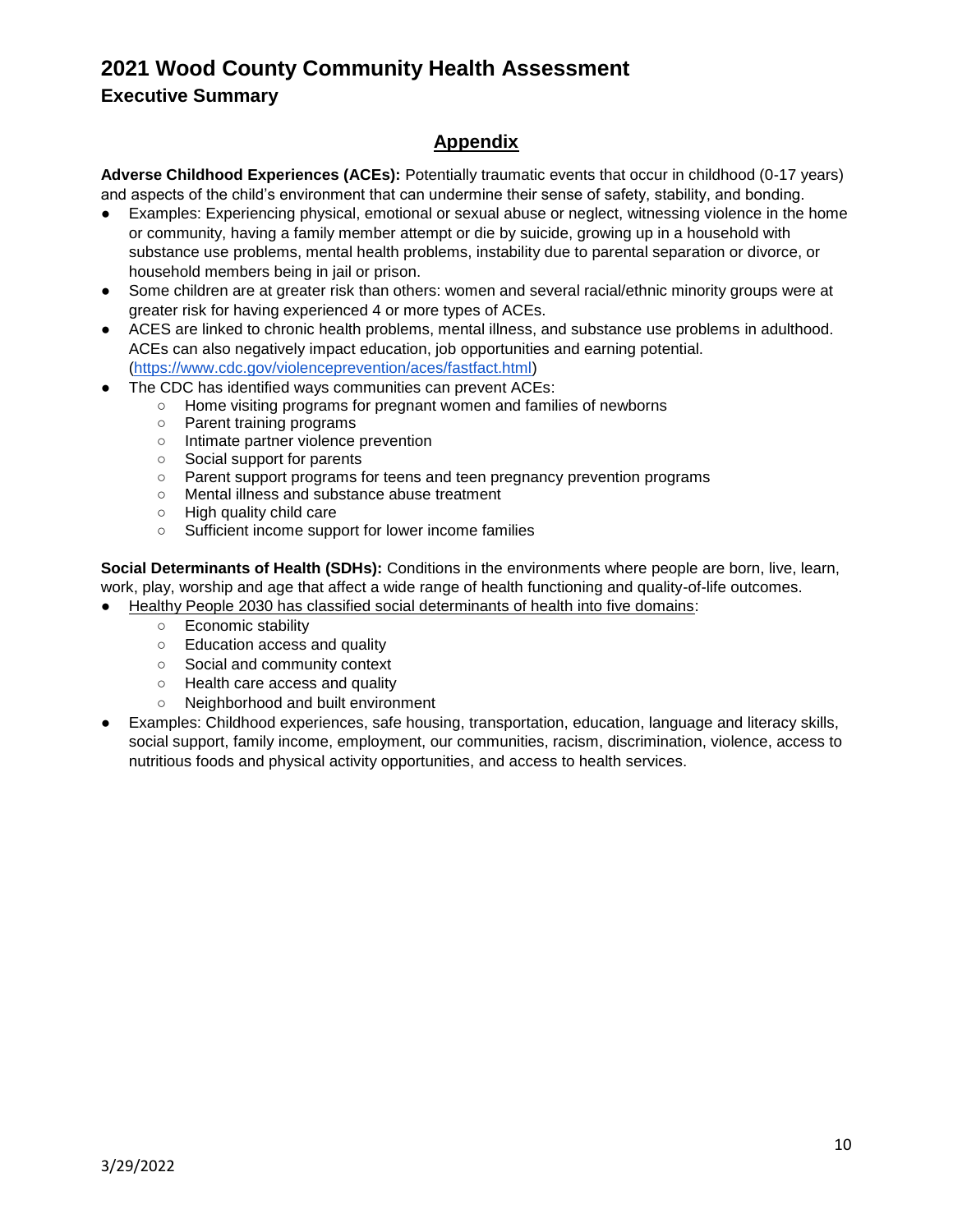# 2021 Wood County Community Health Assessment

## Executive Summary

### Appendix

**Adverse Childhood Experiences (ACEs):** Potentially traumatic events that occur in childhood (0-17 years) and aspects of the child's environment that can undermine their sense of safety, stability, and bonding.

- Examples: Experiencing physical, emotional or sexual abuse or neglect, witnessing violence in the home or community, having a family member attempt or die by suicide, growing up in a household with substance use problems, mental health problems, instability due to parental separation or divorce, or household members being in jail or prison.
- Some children are at greater risk than others: women and several racial/ethnic minority groups were at greater risk for having experienced 4 or more types of ACEs.
- ACES are linked to chronic health problems, mental illness, and substance use problems in adulthood. ACEs can also negatively impact education, job opportunities and earning potential. (https://www.cdc.gov/violenceprevention/aces/fastfact.html)
- The CDC has identified ways communities can prevent ACEs:
  - Home visiting programs for pregnant women and families of newborns
  - Parent training programs
  - Intimate partner violence prevention
  - Social support for parents
  - Parent support programs for teens and teen pregnancy prevention programs
  - Mental illness and substance abuse treatment
  - High quality child care
  - Sufficient income support for lower income families

**Social Determinants of Health (SDHs):** Conditions in the environments where people are born, live, learn, work, play, worship and age that affect a wide range of health functioning and quality-of-life outcomes.

- Healthy People 2030 has classified social determinants of health into five domains:
  - Economic stability
  - Education access and quality
  - Social and community context
  - Health care access and quality
  - Neighborhood and built environment
- Examples: Childhood experiences, safe housing, transportation, education, language and literacy skills, social support, family income, employment, our communities, racism, discrimination, violence, access to nutritious foods and physical activity opportunities, and access to health services.

3/29/2022